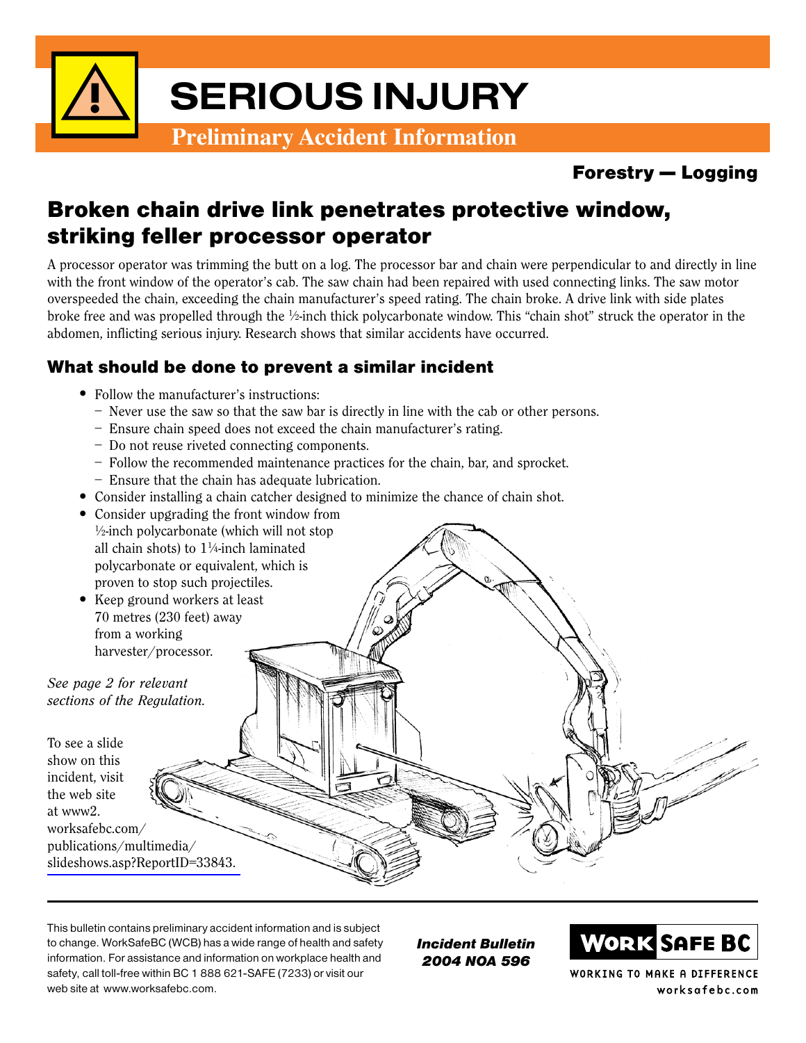# SERIOUS INJURY

## Preliminary Accident Information

**Forestry — Logging**

## Broken chain drive link penetrates protective window, striking feller processor operator

A processor operator was trimming the butt on a log. The processor bar and chain were perpendicular to and directly in line with the front window of the operator's cab. The saw chain had been repaired with used connecting links. The saw motor overspeeded the chain, exceeding the chain manufacturer's speed rating. The chain broke. A drive link with side plates broke free and was propelled through the ½-inch thick polycarbonate window. This "chain shot" struck the operator in the abdomen, inflicting serious injury. Research shows that similar accidents have occurred.

### What should be done to prevent a similar incident

- Follow the manufacturer's instructions:
  - Never use the saw so that the saw bar is directly in line with the cab or other persons.
  - Ensure chain speed does not exceed the chain manufacturer's rating.
  - Do not reuse riveted connecting components.
  - Follow the recommended maintenance practices for the chain, bar, and sprocket.
  - Ensure that the chain has adequate lubrication.
- Consider installing a chain catcher designed to minimize the chance of chain shot.
- Consider upgrading the front window from ½-inch polycarbonate (which will not stop all chain shots) to 1¼-inch laminated polycarbonate or equivalent, which is proven to stop such projectiles.
- Keep ground workers at least 70 metres (230 feet) away from a working harvester/processor.

*See page 2 for relevant sections of the Regulation.*

To see a slide show on this incident, visit the web site at www2.worksafebc.com/publications/multimedia/slideshows.asp?ReportID=33843.

This bulletin contains preliminary accident information and is subject to change. WorkSafeBC (WCB) has a wide range of health and safety information. For assistance and information on workplace health and safety, call toll-free within BC 1 888 621-SAFE (7233) or visit our web site at www.worksafebc.com.

***Incident Bulletin 2004 NOA 596***

WORK SAFE BC
WORKING TO MAKE A DIFFERENCE
worksafebc.com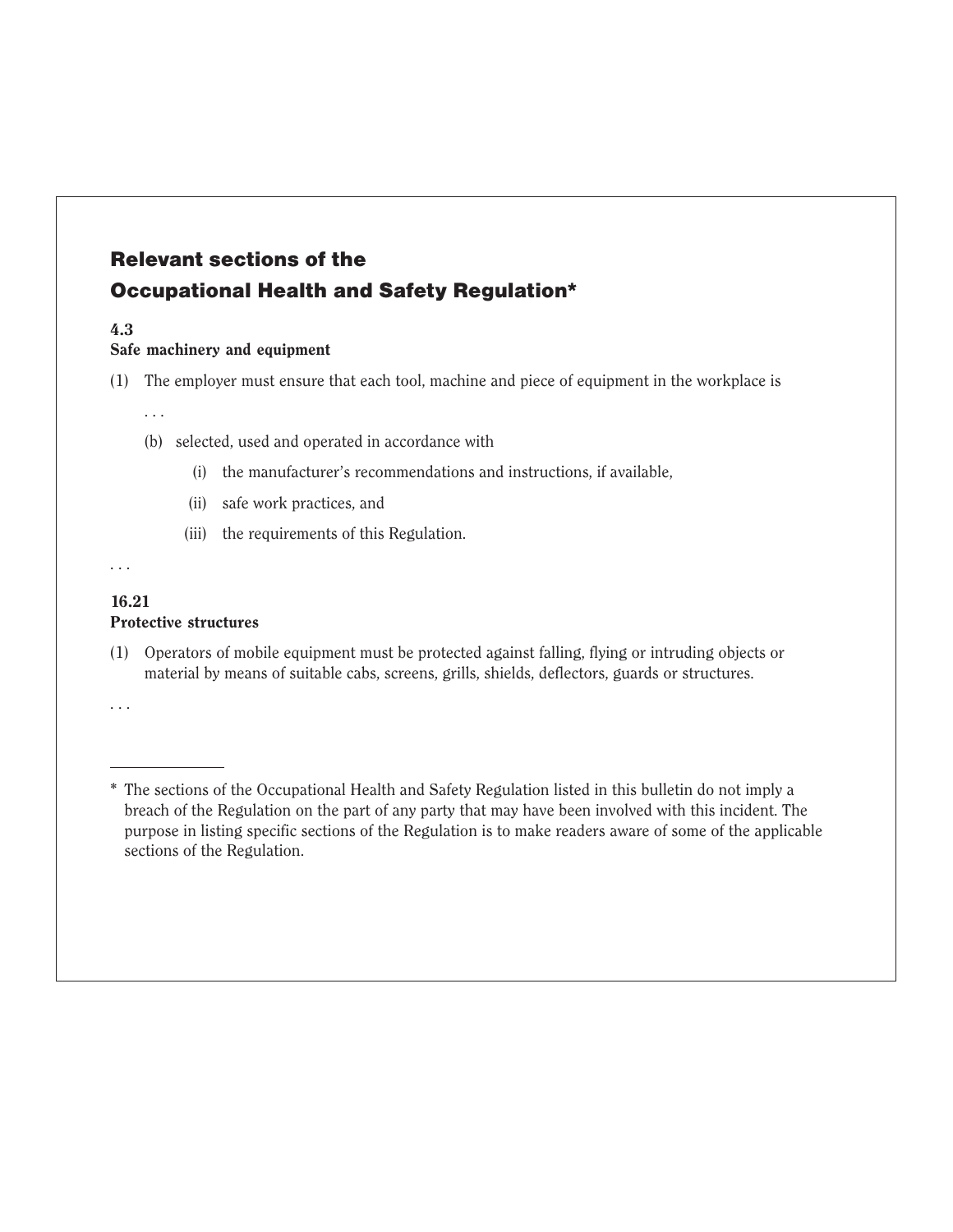## Relevant sections of the Occupational Health and Safety Regulation*

**4.3**
**Safe machinery and equipment**

(1) The employer must ensure that each tool, machine and piece of equipment in the workplace is

. . .

(b) selected, used and operated in accordance with

(i) the manufacturer's recommendations and instructions, if available,

(ii) safe work practices, and

(iii) the requirements of this Regulation.

. . .

**16.21**
**Protective structures**

(1) Operators of mobile equipment must be protected against falling, flying or intruding objects or material by means of suitable cabs, screens, grills, shields, deflectors, guards or structures.

. . .

---

* The sections of the Occupational Health and Safety Regulation listed in this bulletin do not imply a breach of the Regulation on the part of any party that may have been involved with this incident. The purpose in listing specific sections of the Regulation is to make readers aware of some of the applicable sections of the Regulation.